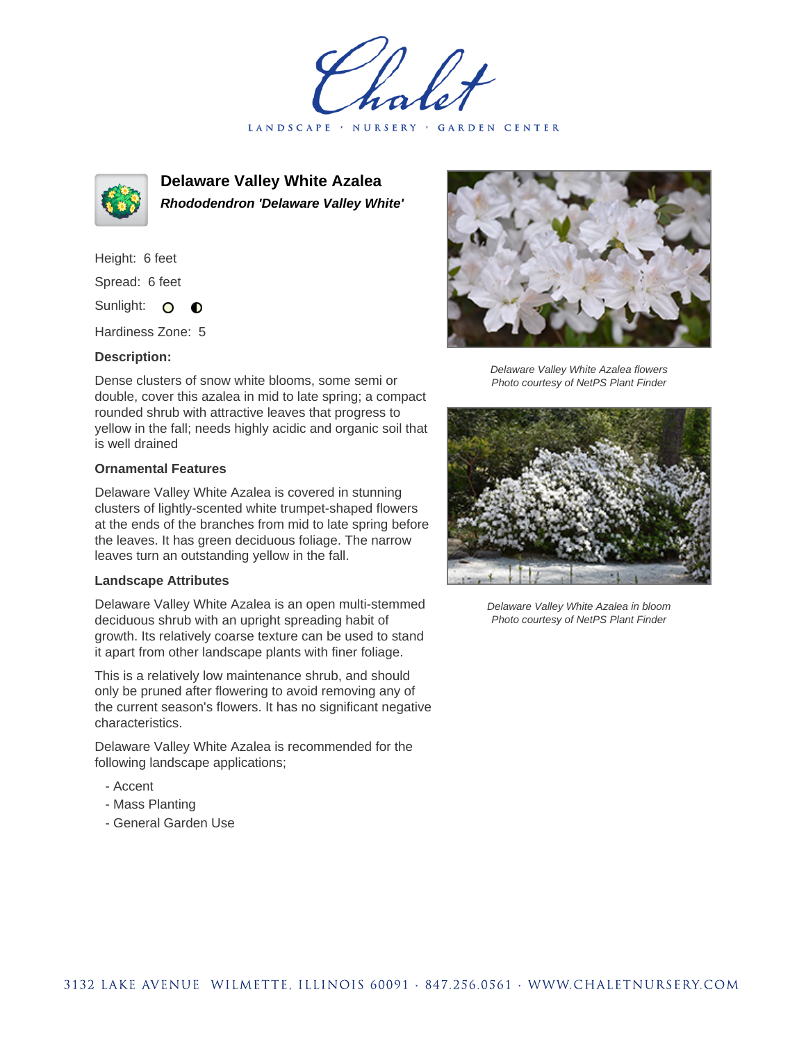# Delaware Valley White Azalea

***Rhododendron 'Delaware Valley White'***

Height: 6 feet

Spread: 6 feet

Sunlight:

Hardiness Zone: 5

**Description:**

Dense clusters of snow white blooms, some semi or double, cover this azalea in mid to late spring; a compact rounded shrub with attractive leaves that progress to yellow in the fall; needs highly acidic and organic soil that is well drained

### Ornamental Features

Delaware Valley White Azalea is covered in stunning clusters of lightly-scented white trumpet-shaped flowers at the ends of the branches from mid to late spring before the leaves. It has green deciduous foliage. The narrow leaves turn an outstanding yellow in the fall.

### Landscape Attributes

Delaware Valley White Azalea is an open multi-stemmed deciduous shrub with an upright spreading habit of growth. Its relatively coarse texture can be used to stand it apart from other landscape plants with finer foliage.

This is a relatively low maintenance shrub, and should only be pruned after flowering to avoid removing any of the current season's flowers. It has no significant negative characteristics.

Delaware Valley White Azalea is recommended for the following landscape applications;

- Accent
- Mass Planting
- General Garden Use

*Delaware Valley White Azalea flowers*
*Photo courtesy of NetPS Plant Finder*

*Delaware Valley White Azalea in bloom*
*Photo courtesy of NetPS Plant Finder*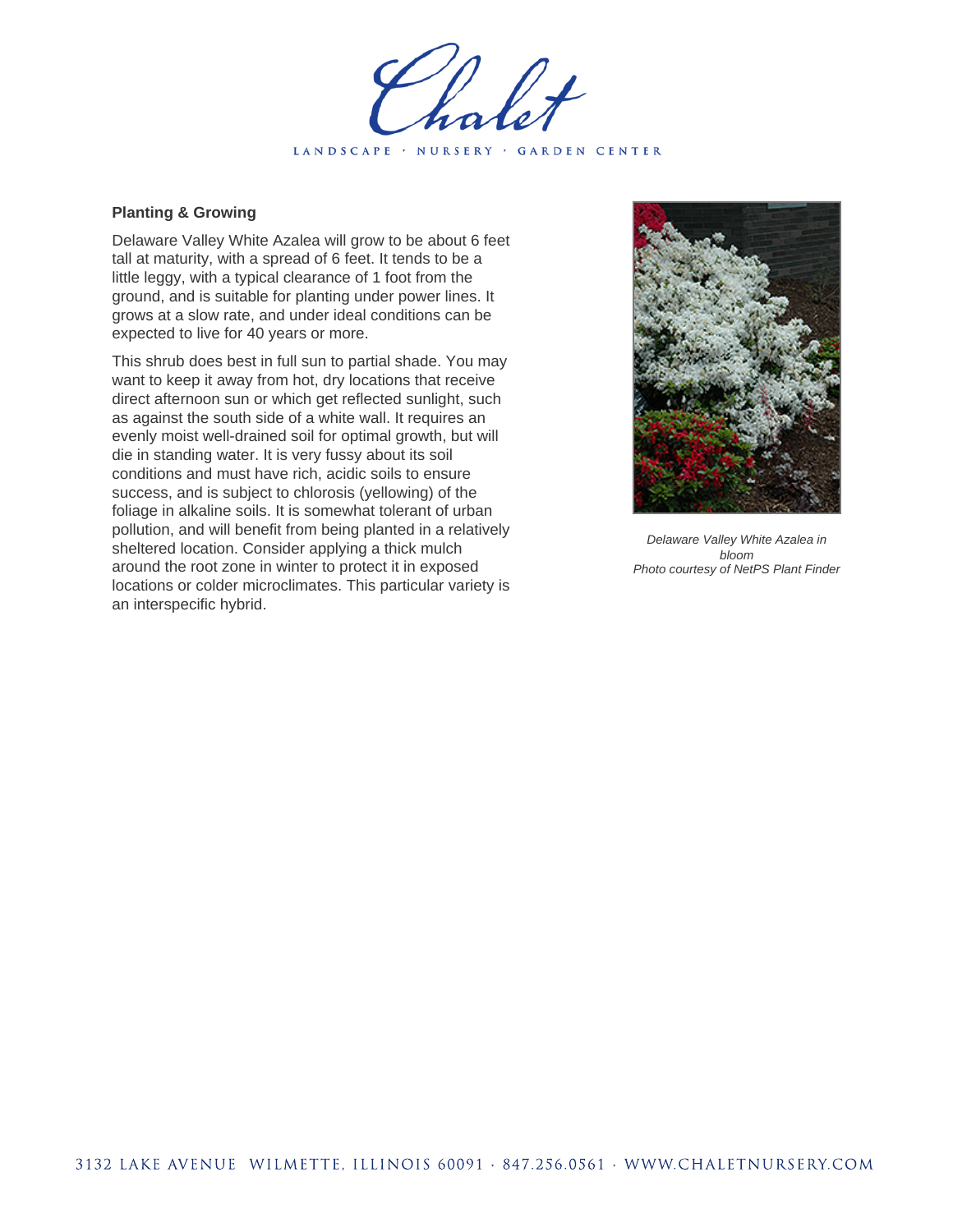## Planting & Growing

Delaware Valley White Azalea will grow to be about 6 feet tall at maturity, with a spread of 6 feet. It tends to be a little leggy, with a typical clearance of 1 foot from the ground, and is suitable for planting under power lines. It grows at a slow rate, and under ideal conditions can be expected to live for 40 years or more.

This shrub does best in full sun to partial shade. You may want to keep it away from hot, dry locations that receive direct afternoon sun or which get reflected sunlight, such as against the south side of a white wall. It requires an evenly moist well-drained soil for optimal growth, but will die in standing water. It is very fussy about its soil conditions and must have rich, acidic soils to ensure success, and is subject to chlorosis (yellowing) of the foliage in alkaline soils. It is somewhat tolerant of urban pollution, and will benefit from being planted in a relatively sheltered location. Consider applying a thick mulch around the root zone in winter to protect it in exposed locations or colder microclimates. This particular variety is an interspecific hybrid.

*Delaware Valley White Azalea in bloom*
*Photo courtesy of NetPS Plant Finder*